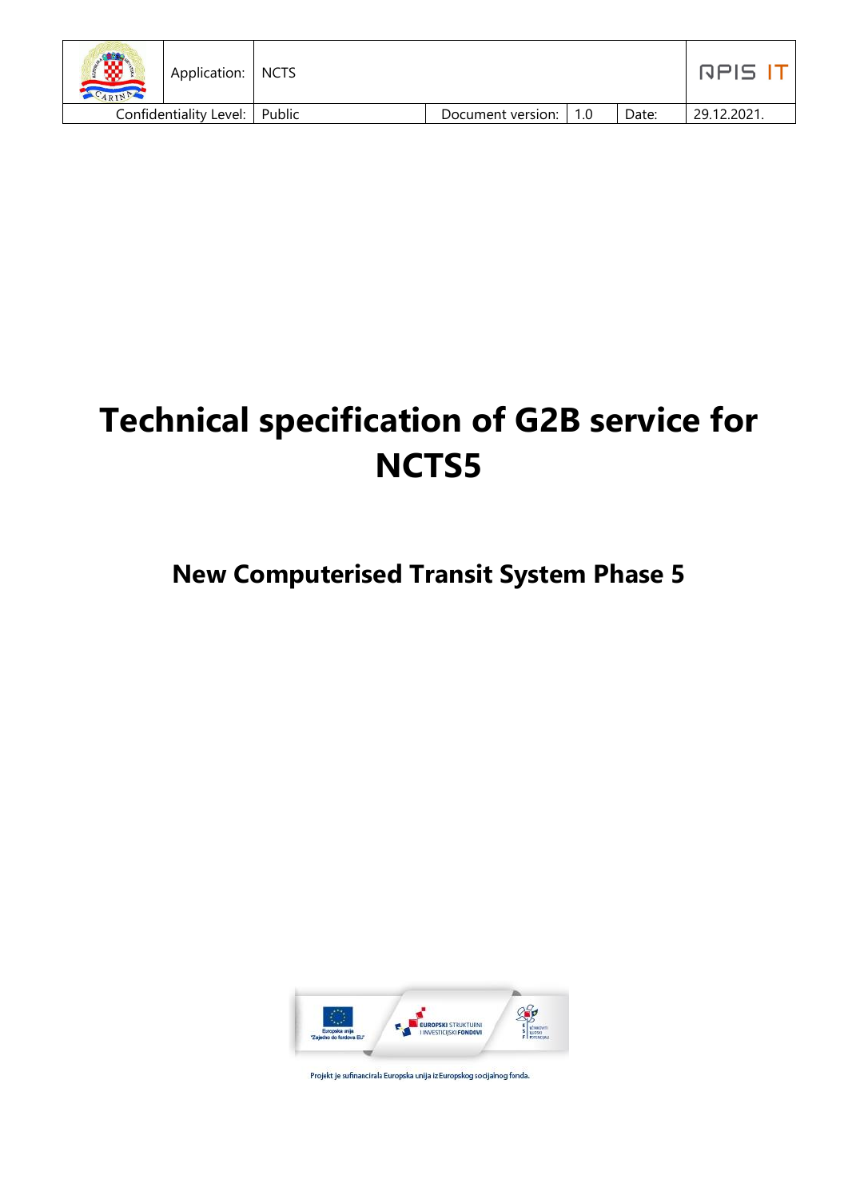| | Application: | NCTS | | | | APIS IT |
|---|---|---|---|---|---|---|
| Confidentiality Level: | | Public | Document version: | 1.0 | Date: | 29.12.2021. |

# Technical specification of G2B service for NCTS5

## New Computerised Transit System Phase 5

Projekt je sufinancirala Europska unija iz Europskog socijalnog fonda.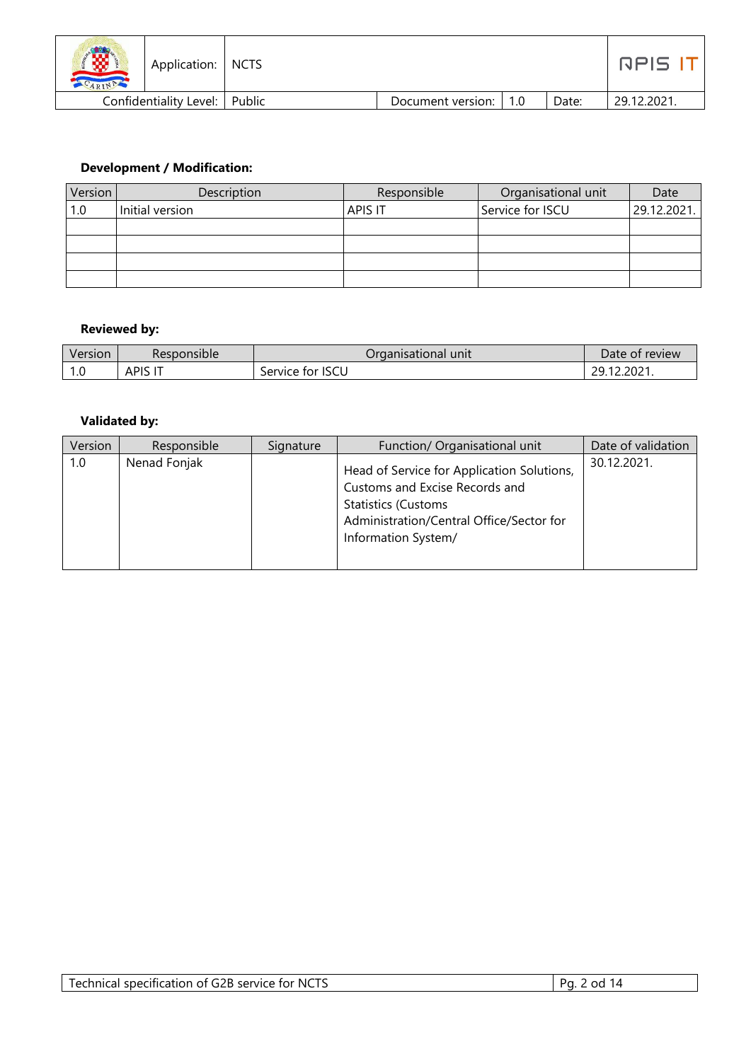**Development / Modification:**

| Version | Description | Responsible | Organisational unit | Date |
|---|---|---|---|---|
| 1.0 | Initial version | APIS IT | Service for ISCU | 29.12.2021. |
| | | | | |
| | | | | |
| | | | | |
| | | | | |

**Reviewed by:**

| Version | Responsible | Organisational unit | Date of review |
|---|---|---|---|
| 1.0 | APIS IT | Service for ISCU | 29.12.2021. |

**Validated by:**

| Version | Responsible | Signature | Function/ Organisational unit | Date of validation |
|---|---|---|---|---|
| 1.0 | Nenad Fonjak | | Head of Service for Application Solutions, Customs and Excise Records and Statistics (Customs Administration/Central Office/Sector for Information System/ | 30.12.2021. |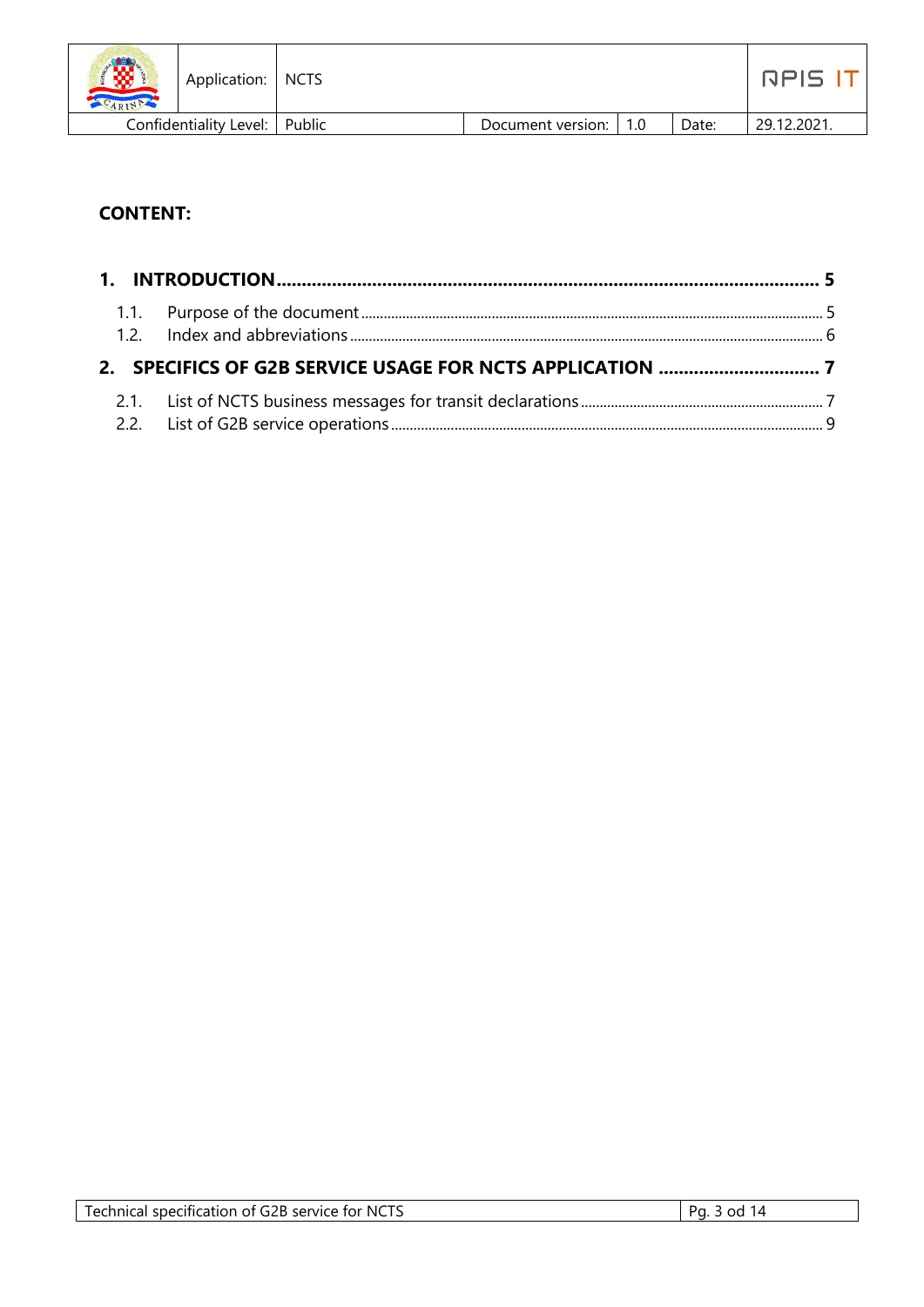**CONTENT:**

**1. INTRODUCTION .......... 5**

- 1.1. Purpose of the document .......... 5
- 1.2. Index and abbreviations .......... 6

**2. SPECIFICS OF G2B SERVICE USAGE FOR NCTS APPLICATION .......... 7**

- 2.1. List of NCTS business messages for transit declarations .......... 7
- 2.2. List of G2B service operations .......... 9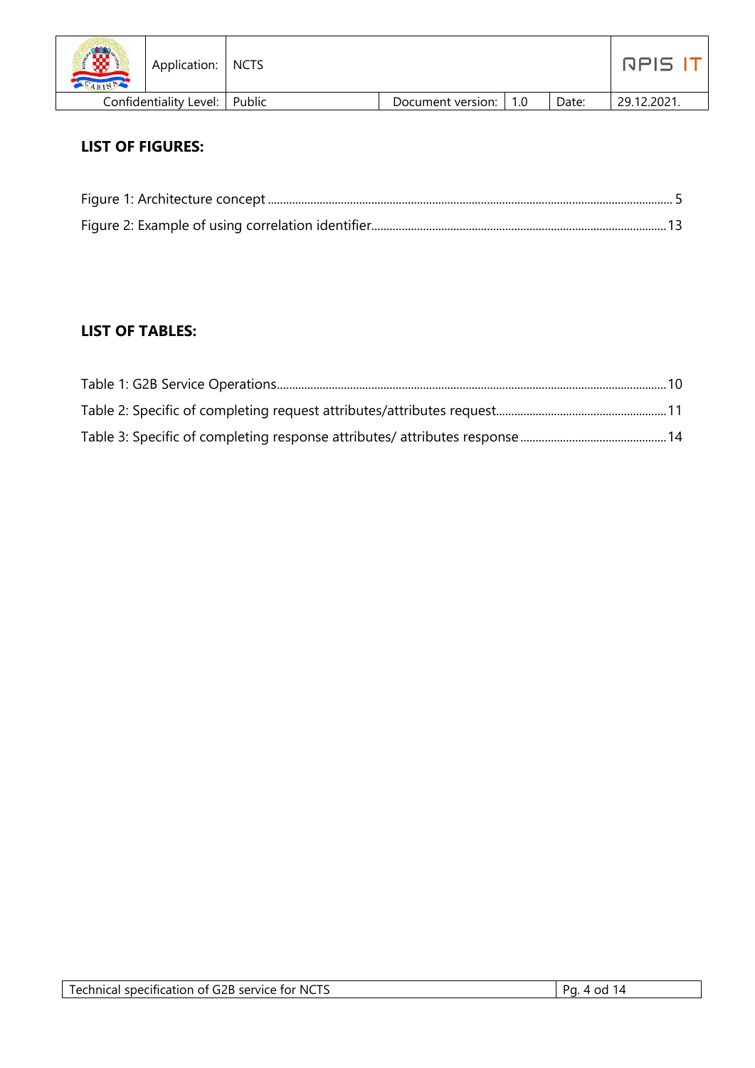**LIST OF FIGURES:**

Figure 1: Architecture concept ........ 5

Figure 2: Example of using correlation identifier........ 13

**LIST OF TABLES:**

Table 1: G2B Service Operations........ 10

Table 2: Specific of completing request attributes/attributes request........ 11

Table 3: Specific of completing response attributes/ attributes response ........ 14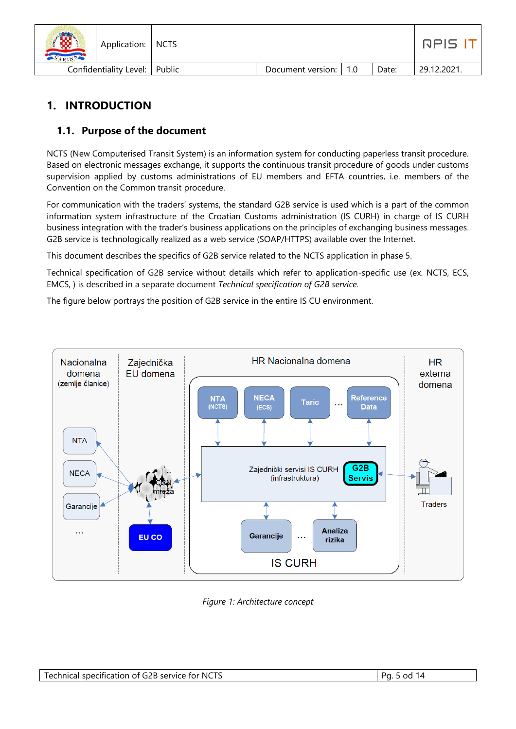# 1. INTRODUCTION

## 1.1. Purpose of the document

NCTS (New Computerised Transit System) is an information system for conducting paperless transit procedure. Based on electronic messages exchange, it supports the continuous transit procedure of goods under customs supervision applied by customs administrations of EU members and EFTA countries, i.e. members of the Convention on the Common transit procedure.

For communication with the traders' systems, the standard G2B service is used which is a part of the common information system infrastructure of the Croatian Customs administration (IS CURH) in charge of IS CURH business integration with the trader's business applications on the principles of exchanging business messages. G2B service is technologically realized as a web service (SOAP/HTTPS) available over the Internet.

This document describes the specifics of G2B service related to the NCTS application in phase 5.

Technical specification of G2B service without details which refer to application-specific use (ex. NCTS, ECS, EMCS, ) is described in a separate document *Technical specification of G2B service.*

The figure below portrays the position of G2B service in the entire IS CU environment.

*Figure 1: Architecture concept*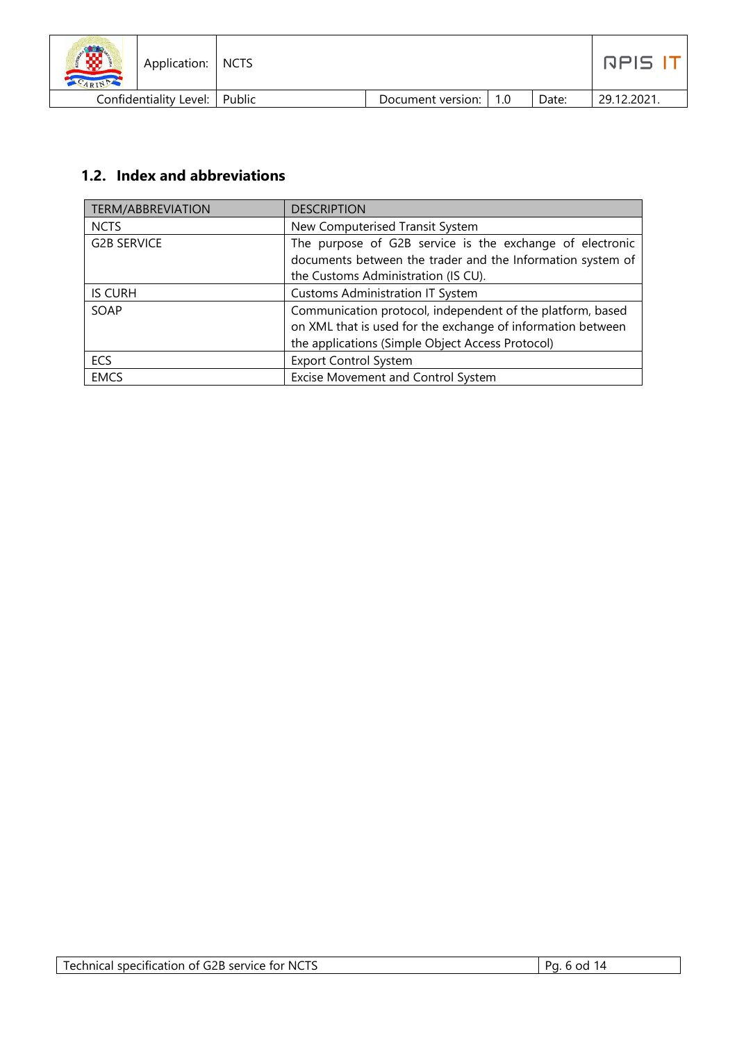## 1.2. Index and abbreviations

| TERM/ABBREVIATION | DESCRIPTION |
|---|---|
| NCTS | New Computerised Transit System |
| G2B SERVICE | The purpose of G2B service is the exchange of electronic documents between the trader and the Information system of the Customs Administration (IS CU). |
| IS CURH | Customs Administration IT System |
| SOAP | Communication protocol, independent of the platform, based on XML that is used for the exchange of information between the applications (Simple Object Access Protocol) |
| ECS | Export Control System |
| EMCS | Excise Movement and Control System |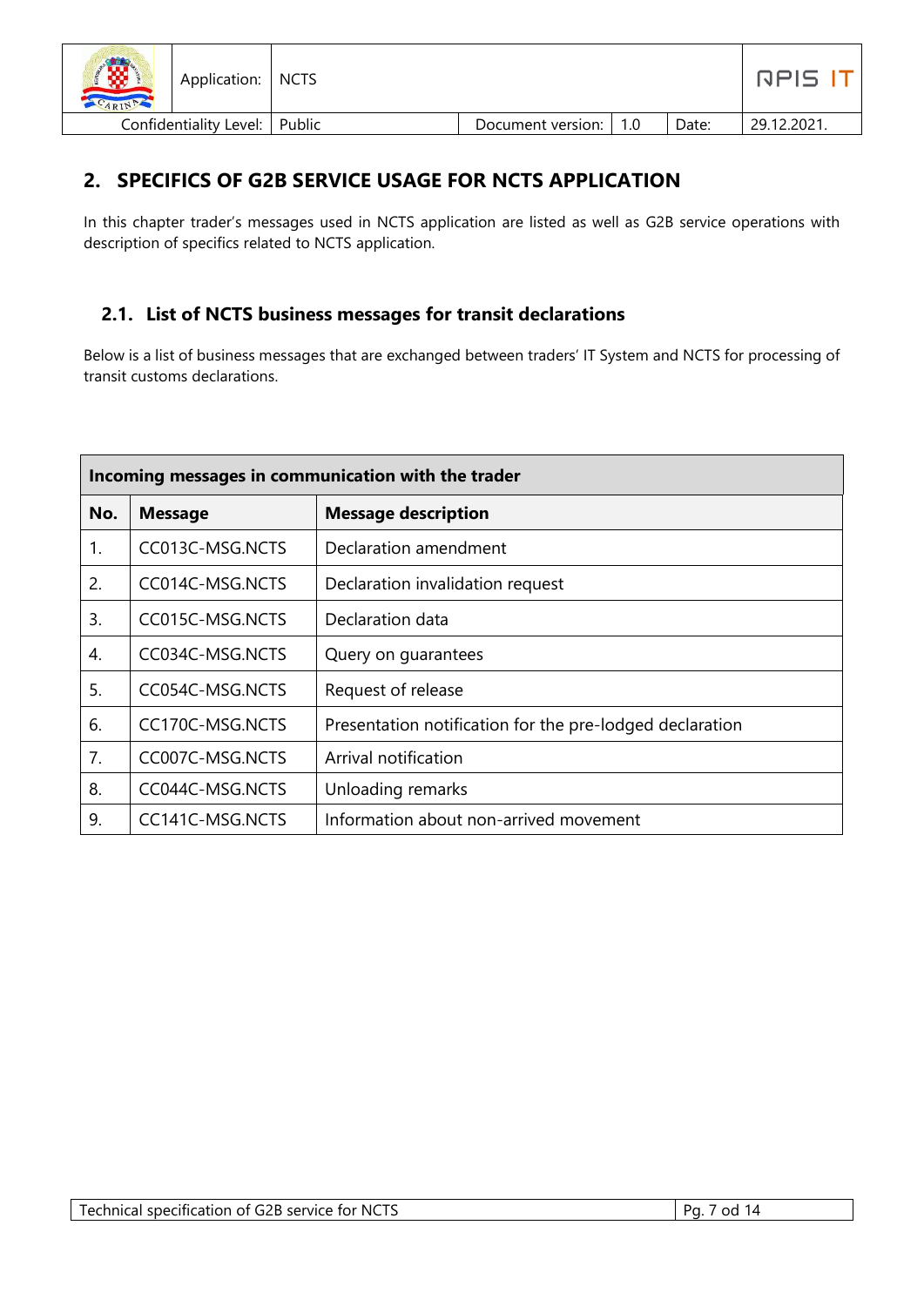## 2. SPECIFICS OF G2B SERVICE USAGE FOR NCTS APPLICATION

In this chapter trader's messages used in NCTS application are listed as well as G2B service operations with description of specifics related to NCTS application.

### 2.1. List of NCTS business messages for transit declarations

Below is a list of business messages that are exchanged between traders' IT System and NCTS for processing of transit customs declarations.

| **Incoming messages in communication with the trader** | | |
|---|---|---|
| **No.** | **Message** | **Message description** |
| 1. | CC013C-MSG.NCTS | Declaration amendment |
| 2. | CC014C-MSG.NCTS | Declaration invalidation request |
| 3. | CC015C-MSG.NCTS | Declaration data |
| 4. | CC034C-MSG.NCTS | Query on guarantees |
| 5. | CC054C-MSG.NCTS | Request of release |
| 6. | CC170C-MSG.NCTS | Presentation notification for the pre-lodged declaration |
| 7. | CC007C-MSG.NCTS | Arrival notification |
| 8. | CC044C-MSG.NCTS | Unloading remarks |
| 9. | CC141C-MSG.NCTS | Information about non-arrived movement |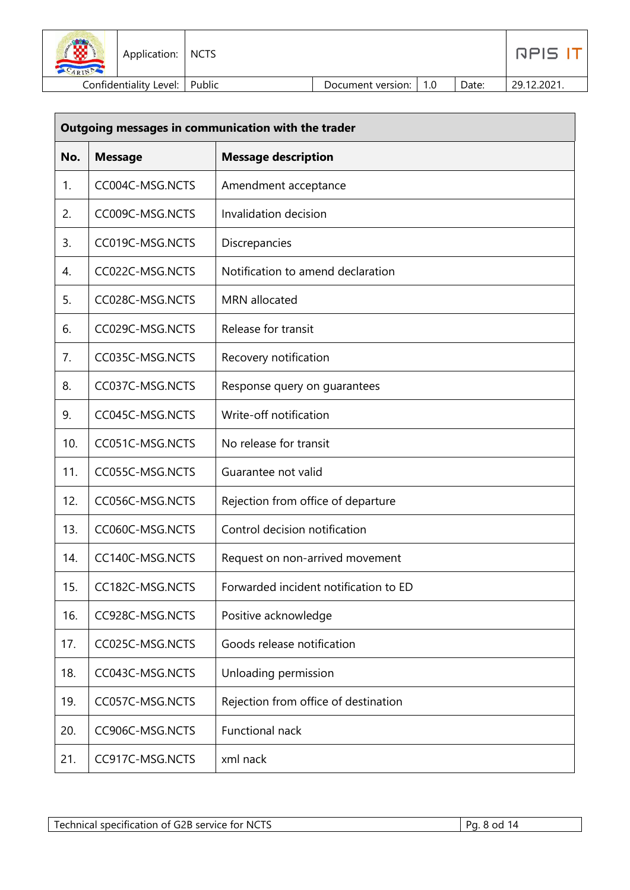| Outgoing messages in communication with the trader | | |
|---|---|---|
| **No.** | **Message** | **Message description** |
| 1. | CC004C-MSG.NCTS | Amendment acceptance |
| 2. | CC009C-MSG.NCTS | Invalidation decision |
| 3. | CC019C-MSG.NCTS | Discrepancies |
| 4. | CC022C-MSG.NCTS | Notification to amend declaration |
| 5. | CC028C-MSG.NCTS | MRN allocated |
| 6. | CC029C-MSG.NCTS | Release for transit |
| 7. | CC035C-MSG.NCTS | Recovery notification |
| 8. | CC037C-MSG.NCTS | Response query on guarantees |
| 9. | CC045C-MSG.NCTS | Write-off notification |
| 10. | CC051C-MSG.NCTS | No release for transit |
| 11. | CC055C-MSG.NCTS | Guarantee not valid |
| 12. | CC056C-MSG.NCTS | Rejection from office of departure |
| 13. | CC060C-MSG.NCTS | Control decision notification |
| 14. | CC140C-MSG.NCTS | Request on non-arrived movement |
| 15. | CC182C-MSG.NCTS | Forwarded incident notification to ED |
| 16. | CC928C-MSG.NCTS | Positive acknowledge |
| 17. | CC025C-MSG.NCTS | Goods release notification |
| 18. | CC043C-MSG.NCTS | Unloading permission |
| 19. | CC057C-MSG.NCTS | Rejection from office of destination |
| 20. | CC906C-MSG.NCTS | Functional nack |
| 21. | CC917C-MSG.NCTS | xml nack |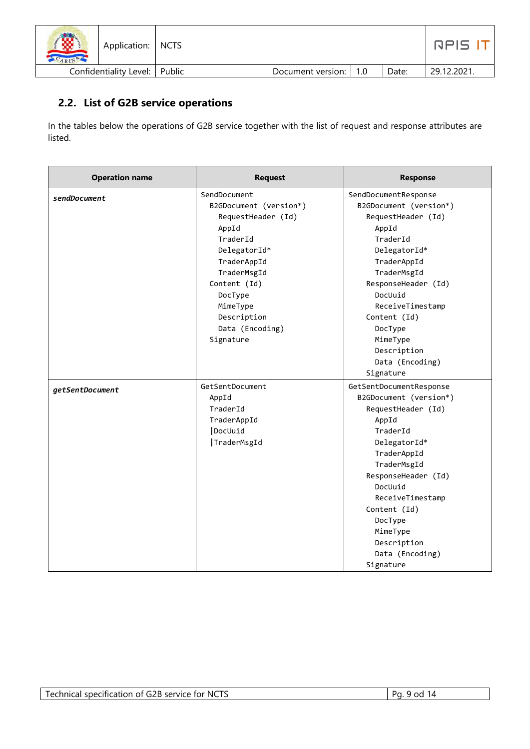## 2.2. List of G2B service operations

In the tables below the operations of G2B service together with the list of request and response attributes are listed.

| Operation name | Request | Response |
|---|---|---|
| ***sendDocument*** | SendDocument<br>&nbsp;&nbsp;B2GDocument (version*)<br>&nbsp;&nbsp;&nbsp;&nbsp;RequestHeader (Id)<br>&nbsp;&nbsp;&nbsp;&nbsp;AppId<br>&nbsp;&nbsp;&nbsp;&nbsp;TraderId<br>&nbsp;&nbsp;&nbsp;&nbsp;DelegatorId*<br>&nbsp;&nbsp;&nbsp;&nbsp;TraderAppId<br>&nbsp;&nbsp;&nbsp;&nbsp;TraderMsgId<br>&nbsp;&nbsp;Content (Id)<br>&nbsp;&nbsp;&nbsp;&nbsp;DocType<br>&nbsp;&nbsp;&nbsp;&nbsp;MimeType<br>&nbsp;&nbsp;&nbsp;&nbsp;Description<br>&nbsp;&nbsp;&nbsp;&nbsp;Data (Encoding)<br>&nbsp;&nbsp;Signature | SendDocumentResponse<br>&nbsp;&nbsp;B2GDocument (version*)<br>&nbsp;&nbsp;&nbsp;&nbsp;RequestHeader (Id)<br>&nbsp;&nbsp;&nbsp;&nbsp;&nbsp;&nbsp;AppId<br>&nbsp;&nbsp;&nbsp;&nbsp;&nbsp;&nbsp;TraderId<br>&nbsp;&nbsp;&nbsp;&nbsp;&nbsp;&nbsp;DelegatorId*<br>&nbsp;&nbsp;&nbsp;&nbsp;&nbsp;&nbsp;TraderAppId<br>&nbsp;&nbsp;&nbsp;&nbsp;&nbsp;&nbsp;TraderMsgId<br>&nbsp;&nbsp;&nbsp;&nbsp;ResponseHeader (Id)<br>&nbsp;&nbsp;&nbsp;&nbsp;&nbsp;&nbsp;DocUuid<br>&nbsp;&nbsp;&nbsp;&nbsp;&nbsp;&nbsp;ReceiveTimestamp<br>&nbsp;&nbsp;&nbsp;&nbsp;Content (Id)<br>&nbsp;&nbsp;&nbsp;&nbsp;&nbsp;&nbsp;DocType<br>&nbsp;&nbsp;&nbsp;&nbsp;&nbsp;&nbsp;MimeType<br>&nbsp;&nbsp;&nbsp;&nbsp;&nbsp;&nbsp;Description<br>&nbsp;&nbsp;&nbsp;&nbsp;&nbsp;&nbsp;Data (Encoding)<br>&nbsp;&nbsp;&nbsp;&nbsp;Signature |
| ***getSentDocument*** | GetSentDocument<br>&nbsp;&nbsp;AppId<br>&nbsp;&nbsp;TraderId<br>&nbsp;&nbsp;TraderAppId<br>&nbsp;&nbsp;\|DocUuid<br>&nbsp;&nbsp;\|TraderMsgId | GetSentDocumentResponse<br>&nbsp;&nbsp;B2GDocument (version*)<br>&nbsp;&nbsp;&nbsp;&nbsp;RequestHeader (Id)<br>&nbsp;&nbsp;&nbsp;&nbsp;&nbsp;&nbsp;AppId<br>&nbsp;&nbsp;&nbsp;&nbsp;&nbsp;&nbsp;TraderId<br>&nbsp;&nbsp;&nbsp;&nbsp;&nbsp;&nbsp;DelegatorId*<br>&nbsp;&nbsp;&nbsp;&nbsp;&nbsp;&nbsp;TraderAppId<br>&nbsp;&nbsp;&nbsp;&nbsp;&nbsp;&nbsp;TraderMsgId<br>&nbsp;&nbsp;&nbsp;&nbsp;ResponseHeader (Id)<br>&nbsp;&nbsp;&nbsp;&nbsp;&nbsp;&nbsp;DocUuid<br>&nbsp;&nbsp;&nbsp;&nbsp;&nbsp;&nbsp;ReceiveTimestamp<br>&nbsp;&nbsp;&nbsp;&nbsp;Content (Id)<br>&nbsp;&nbsp;&nbsp;&nbsp;&nbsp;&nbsp;DocType<br>&nbsp;&nbsp;&nbsp;&nbsp;&nbsp;&nbsp;MimeType<br>&nbsp;&nbsp;&nbsp;&nbsp;&nbsp;&nbsp;Description<br>&nbsp;&nbsp;&nbsp;&nbsp;&nbsp;&nbsp;Data (Encoding)<br>&nbsp;&nbsp;&nbsp;&nbsp;Signature |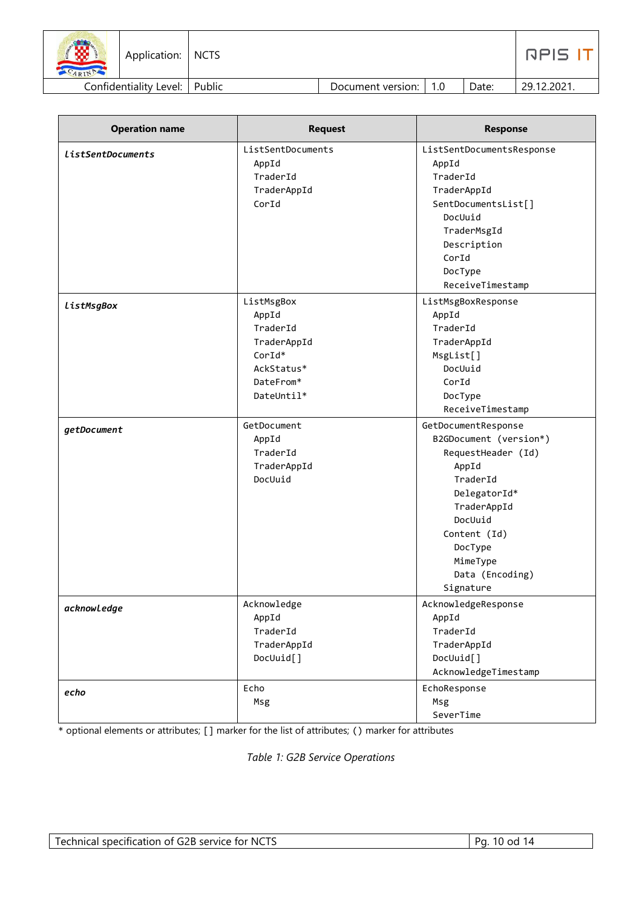| Operation name | Request | Response |
|---|---|---|
| *listSentDocuments* | ListSentDocuments<br>  AppId<br>  TraderId<br>  TraderAppId<br>  CorId | ListSentDocumentsResponse<br>  AppId<br>  TraderId<br>  TraderAppId<br>  SentDocumentsList[]<br>    DocUuid<br>    TraderMsgId<br>    Description<br>    CorId<br>    DocType<br>    ReceiveTimestamp |
| *listMsgBox* | ListMsgBox<br>  AppId<br>  TraderId<br>  TraderAppId<br>  CorId*<br>  AckStatus*<br>  DateFrom*<br>  DateUntil* | ListMsgBoxResponse<br>  AppId<br>  TraderId<br>  TraderAppId<br>  MsgList[]<br>    DocUuid<br>    CorId<br>    DocType<br>    ReceiveTimestamp |
| *getDocument* | GetDocument<br>  AppId<br>  TraderId<br>  TraderAppId<br>  DocUuid | GetDocumentResponse<br>  B2GDocument (version*)<br>    RequestHeader (Id)<br>      AppId<br>      TraderId<br>      DelegatorId*<br>      TraderAppId<br>      DocUuid<br>    Content (Id)<br>      DocType<br>      MimeType<br>      Data (Encoding)<br>    Signature |
| *acknowledge* | Acknowledge<br>  AppId<br>  TraderId<br>  TraderAppId<br>  DocUuid[] | AcknowledgeResponse<br>  AppId<br>  TraderId<br>  TraderAppId<br>  DocUuid[]<br>  AcknowledgeTimestamp |
| *echo* | Echo<br>  Msg | EchoResponse<br>  Msg<br>  SeverTime |

* optional elements or attributes; [] marker for the list of attributes; () marker for attributes

*Table 1: G2B Service Operations*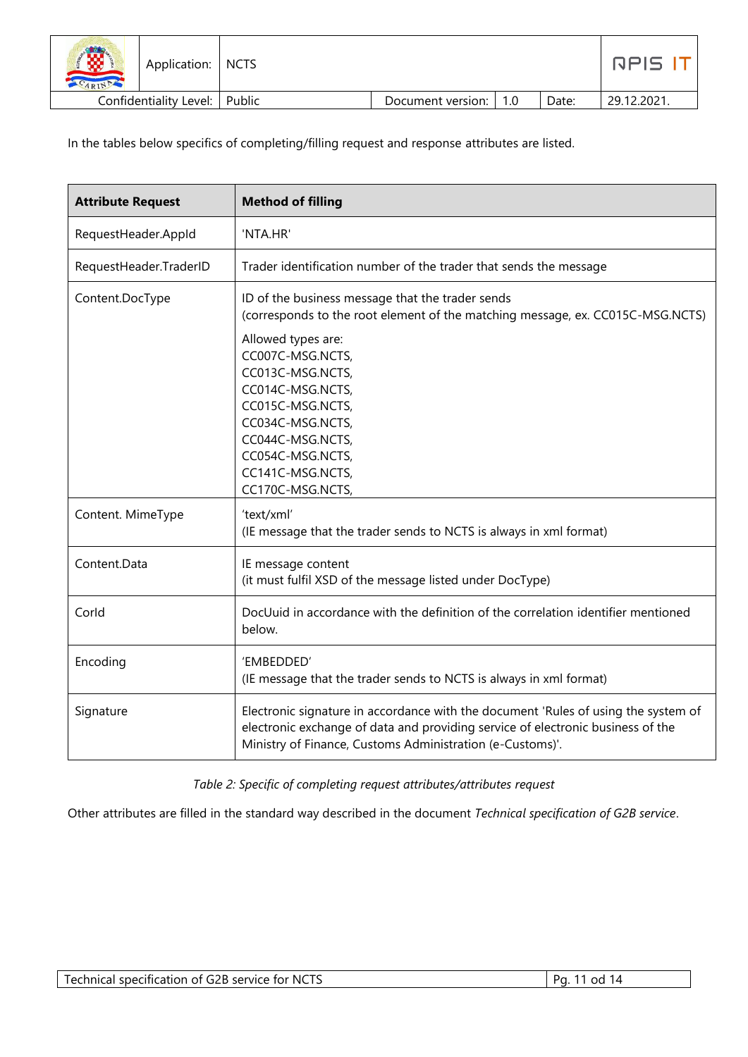In the tables below specifics of completing/filling request and response attributes are listed.

| Attribute Request | Method of filling |
| --- | --- |
| RequestHeader.AppId | 'NTA.HR' |
| RequestHeader.TraderID | Trader identification number of the trader that sends the message |
| Content.DocType | ID of the business message that the trader sends (corresponds to the root element of the matching message, ex. CC015C-MSG.NCTS)<br><br>Allowed types are:<br>CC007C-MSG.NCTS,<br>CC013C-MSG.NCTS,<br>CC014C-MSG.NCTS,<br>CC015C-MSG.NCTS,<br>CC034C-MSG.NCTS,<br>CC044C-MSG.NCTS,<br>CC054C-MSG.NCTS,<br>CC141C-MSG.NCTS,<br>CC170C-MSG.NCTS, |
| Content. MimeType | 'text/xml'<br>(IE message that the trader sends to NCTS is always in xml format) |
| Content.Data | IE message content<br>(it must fulfil XSD of the message listed under DocType) |
| CorId | DocUuid in accordance with the definition of the correlation identifier mentioned below. |
| Encoding | 'EMBEDDED'<br>(IE message that the trader sends to NCTS is always in xml format) |
| Signature | Electronic signature in accordance with the document 'Rules of using the system of electronic exchange of data and providing service of electronic business of the Ministry of Finance, Customs Administration (e-Customs)'. |

*Table 2: Specific of completing request attributes/attributes request*

Other attributes are filled in the standard way described in the document *Technical specification of G2B service*.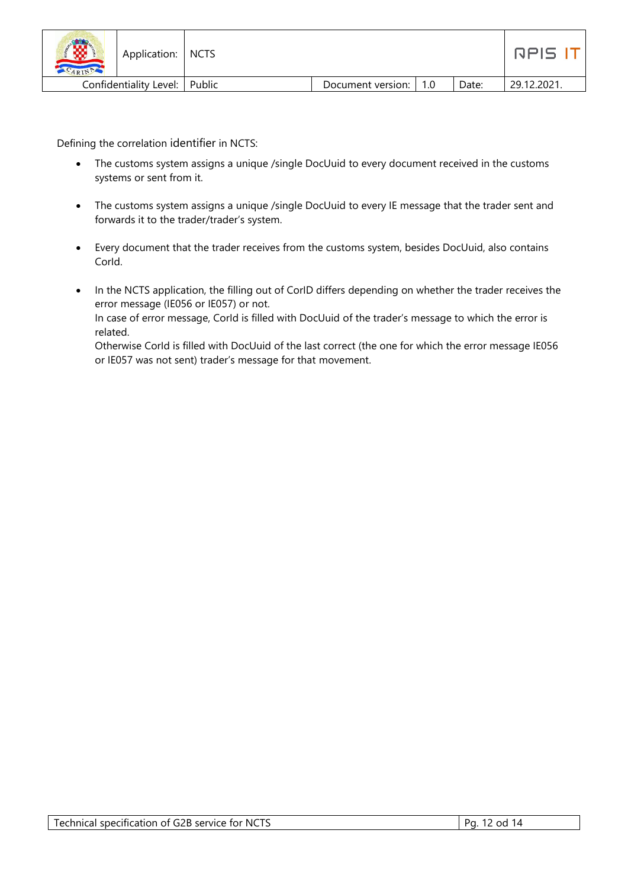Defining the correlation identifier in NCTS:

- The customs system assigns a unique /single DocUuid to every document received in the customs systems or sent from it.
- The customs system assigns a unique /single DocUuid to every IE message that the trader sent and forwards it to the trader/trader's system.
- Every document that the trader receives from the customs system, besides DocUuid, also contains CorId.
- In the NCTS application, the filling out of CorID differs depending on whether the trader receives the error message (IE056 or IE057) or not.
  In case of error message, CorId is filled with DocUuid of the trader's message to which the error is related.
  Otherwise CorId is filled with DocUuid of the last correct (the one for which the error message IE056 or IE057 was not sent) trader's message for that movement.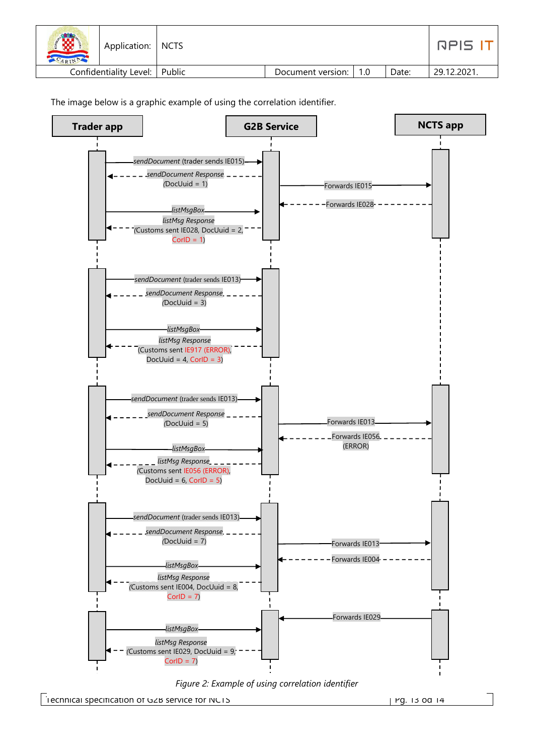The image below is a graphic example of using the correlation identifier.

**Trader app** | **G2B Service** | **NCTS app**

- *sendDocument* (trader sends IE015)
- *sendDocument Response* (DocUuid = 1)
- Forwards IE015
- Forwards IE028
- *listMsgBox*
- *listMsg Response* (Customs sent IE028, DocUuid = 2, CorID = 1)

- *sendDocument* (trader sends IE013)
- *sendDocument Response* (DocUuid = 3)
- *listMsgBox*
- *listMsg Response* (Customs sent IE917 (ERROR), DocUuid = 4, CorID = 3)

- *sendDocument* (trader sends IE013)
- *sendDocument Response* (DocUuid = 5)
- Forwards IE013
- Forwards IE056 (ERROR)
- *listMsgBox*
- *listMsg Response* (Customs sent IE056 (ERROR), DocUuid = 6, CorID = 5)

- *sendDocument* (trader sends IE013)
- *sendDocument Response* (DocUuid = 7)
- Forwards IE013
- Forwards IE004
- *listMsgBox*
- *listMsg Response* (Customs sent IE004, DocUuid = 8, CorID = 7)

- Forwards IE029
- *listMsgBox*
- *listMsg Response* (Customs sent IE029, DocUuid = 9, CorID = 7)

*Figure 2: Example of using correlation identifier*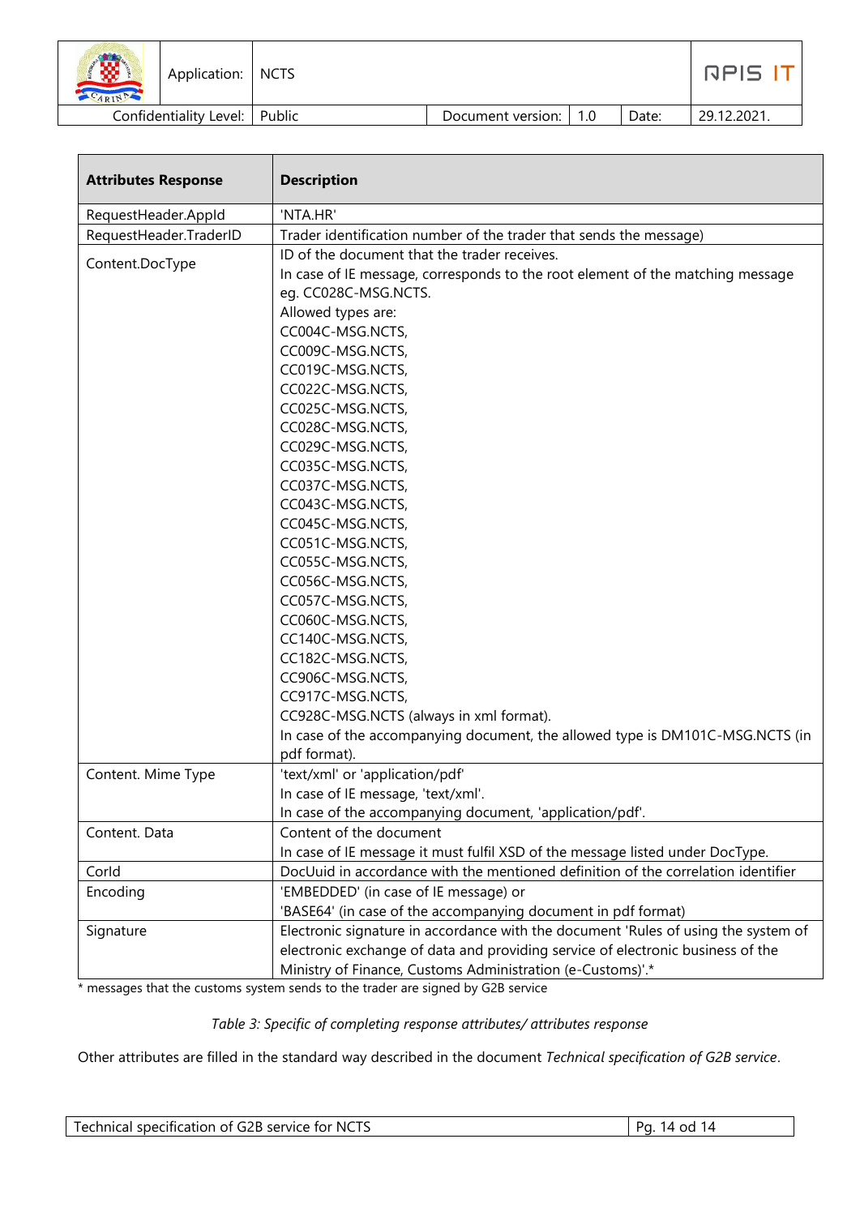| Attributes Response | Description |
| --- | --- |
| RequestHeader.AppId | 'NTA.HR' |
| RequestHeader.TraderID | Trader identification number of the trader that sends the message) |
| Content.DocType | ID of the document that the trader receives.<br>In case of IE message, corresponds to the root element of the matching message eg. CC028C-MSG.NCTS.<br>Allowed types are:<br>CC004C-MSG.NCTS,<br>CC009C-MSG.NCTS,<br>CC019C-MSG.NCTS,<br>CC022C-MSG.NCTS,<br>CC025C-MSG.NCTS,<br>CC028C-MSG.NCTS,<br>CC029C-MSG.NCTS,<br>CC035C-MSG.NCTS,<br>CC037C-MSG.NCTS,<br>CC043C-MSG.NCTS,<br>CC045C-MSG.NCTS,<br>CC051C-MSG.NCTS,<br>CC055C-MSG.NCTS,<br>CC056C-MSG.NCTS,<br>CC057C-MSG.NCTS,<br>CC060C-MSG.NCTS,<br>CC140C-MSG.NCTS,<br>CC182C-MSG.NCTS,<br>CC906C-MSG.NCTS,<br>CC917C-MSG.NCTS,<br>CC928C-MSG.NCTS (always in xml format).<br>In case of the accompanying document, the allowed type is DM101C-MSG.NCTS (in pdf format). |
| Content. Mime Type | 'text/xml' or 'application/pdf'<br>In case of IE message, 'text/xml'.<br>In case of the accompanying document, 'application/pdf'. |
| Content. Data | Content of the document<br>In case of IE message it must fulfil XSD of the message listed under DocType. |
| CorId | DocUuid in accordance with the mentioned definition of the correlation identifier |
| Encoding | 'EMBEDDED' (in case of IE message) or<br>'BASE64' (in case of the accompanying document in pdf format) |
| Signature | Electronic signature in accordance with the document 'Rules of using the system of electronic exchange of data and providing service of electronic business of the Ministry of Finance, Customs Administration (e-Customs)'.* |

\* messages that the customs system sends to the trader are signed by G2B service

*Table 3: Specific of completing response attributes/ attributes response*

Other attributes are filled in the standard way described in the document *Technical specification of G2B service*.